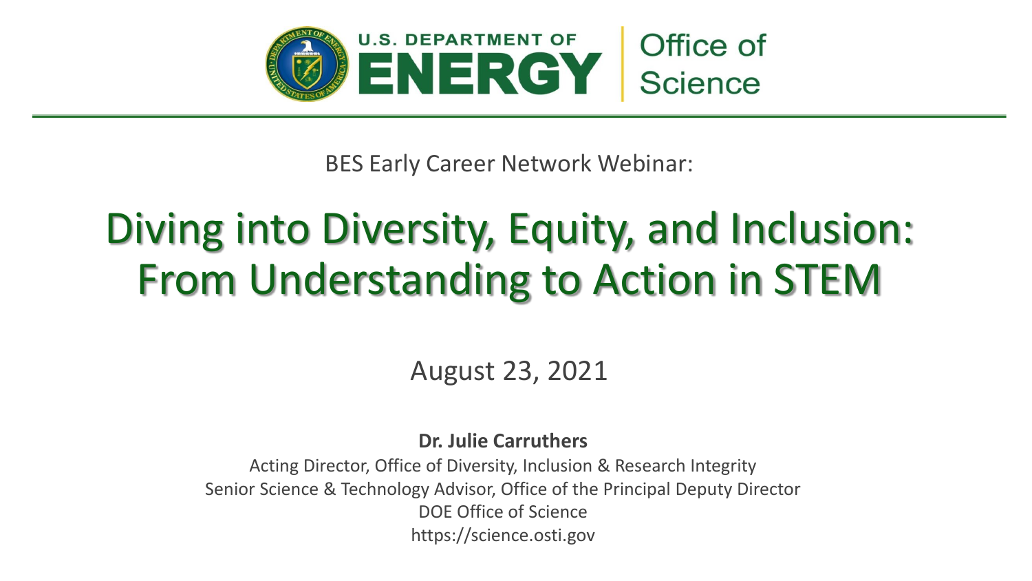U.S. DEPARTMENT OF ENERGY | Office of Science

BES Early Career Network Webinar:

# Diving into Diversity, Equity, and Inclusion: From Understanding to Action in STEM

August 23, 2021

**Dr. Julie Carruthers**

Acting Director, Office of Diversity, Inclusion & Research Integrity
Senior Science & Technology Advisor, Office of the Principal Deputy Director
DOE Office of Science
https://science.osti.gov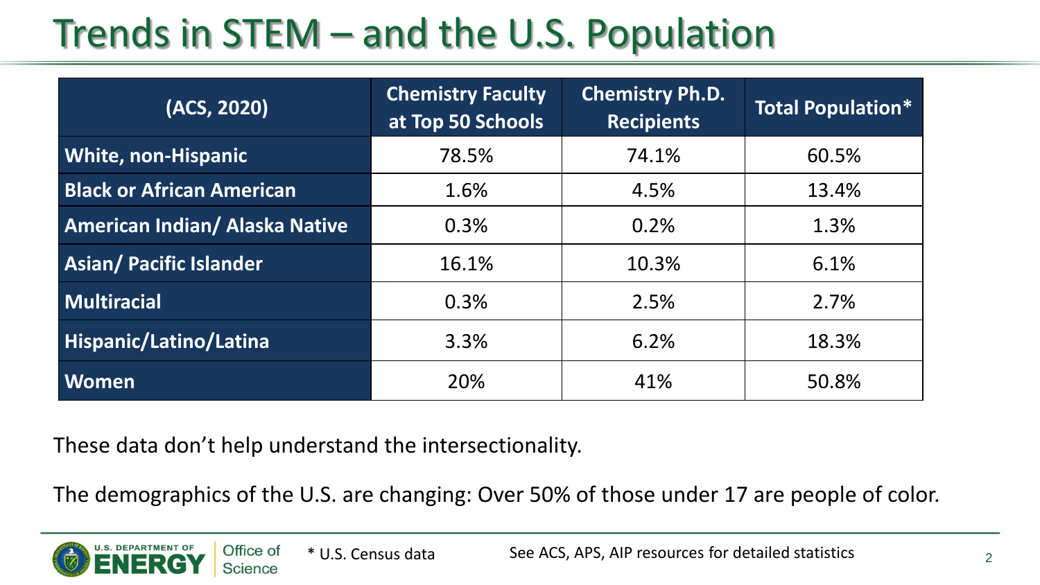# Trends in STEM – and the U.S. Population

| (ACS, 2020) | Chemistry Faculty at Top 50 Schools | Chemistry Ph.D. Recipients | Total Population* |
|---|---|---|---|
| White, non-Hispanic | 78.5% | 74.1% | 60.5% |
| Black or African American | 1.6% | 4.5% | 13.4% |
| American Indian/ Alaska Native | 0.3% | 0.2% | 1.3% |
| Asian/ Pacific Islander | 16.1% | 10.3% | 6.1% |
| Multiracial | 0.3% | 2.5% | 2.7% |
| Hispanic/Latino/Latina | 3.3% | 6.2% | 18.3% |
| Women | 20% | 41% | 50.8% |

These data don't help understand the intersectionality.

The demographics of the U.S. are changing: Over 50% of those under 17 are people of color.

* U.S. Census data

See ACS, APS, AIP resources for detailed statistics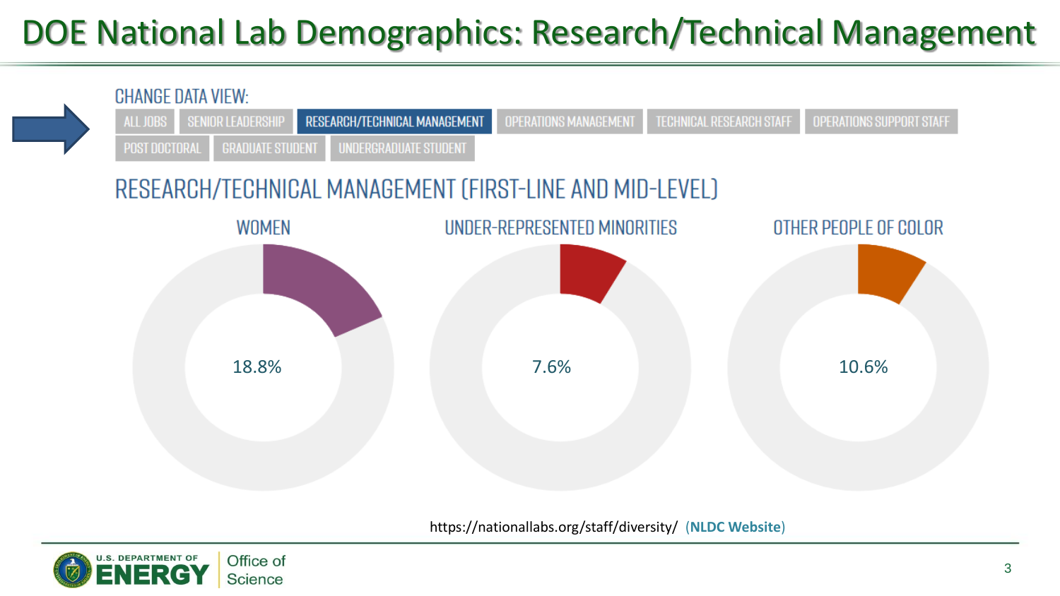# DOE National Lab Demographics: Research/Technical Management

CHANGE DATA VIEW:

ALL JOBS | SENIOR LEADERSHIP | **RESEARCH/TECHNICAL MANAGEMENT** | OPERATIONS MANAGEMENT | TECHNICAL RESEARCH STAFF | OPERATIONS SUPPORT STAFF | POST DOCTORAL | GRADUATE STUDENT | UNDERGRADUATE STUDENT

## RESEARCH/TECHNICAL MANAGEMENT (FIRST-LINE AND MID-LEVEL)

| WOMEN | UNDER-REPRESENTED MINORITIES | OTHER PEOPLE OF COLOR |
|---|---|---|
| 18.8% | 7.6% | 10.6% |

https://nationallabs.org/staff/diversity/ (**NLDC Website**)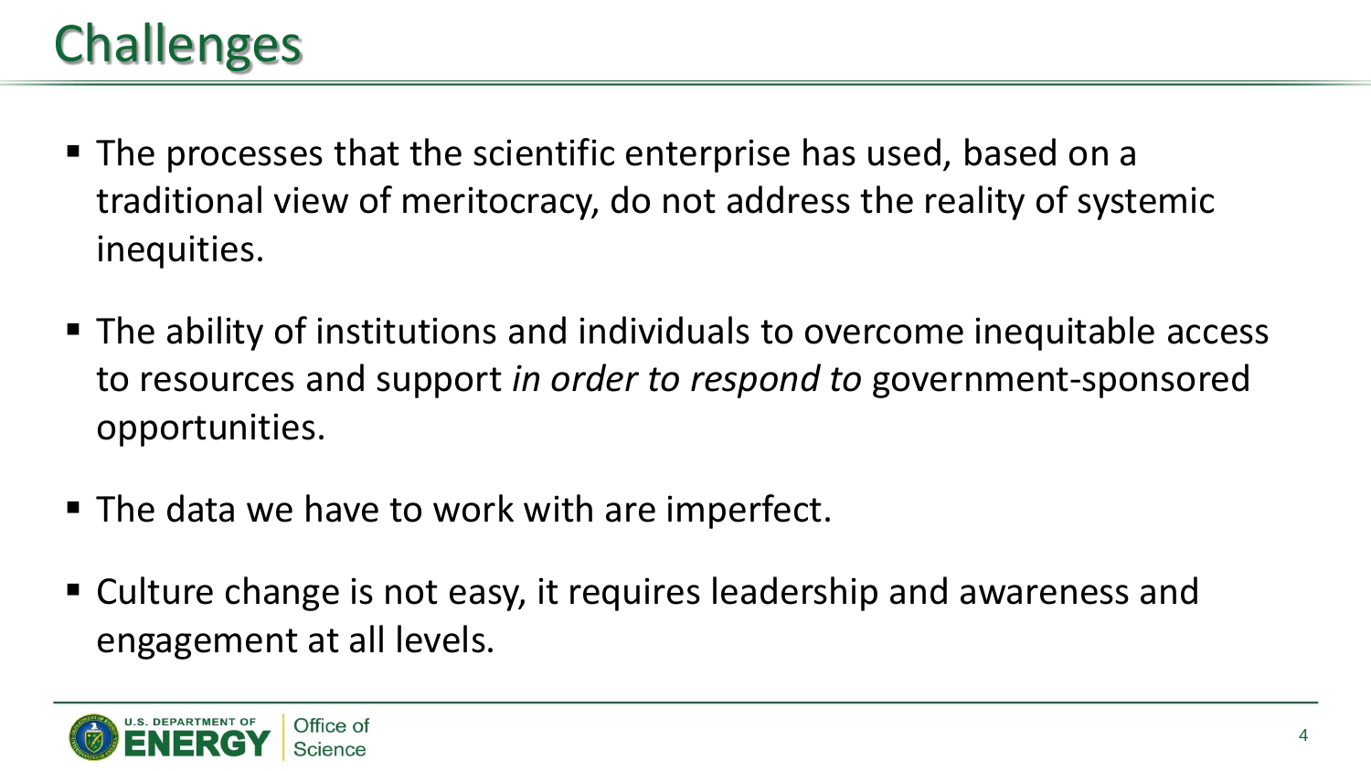# Challenges

- The processes that the scientific enterprise has used, based on a traditional view of meritocracy, do not address the reality of systemic inequities.

- The ability of institutions and individuals to overcome inequitable access to resources and support *in order to respond to* government-sponsored opportunities.

- The data we have to work with are imperfect.

- Culture change is not easy, it requires leadership and awareness and engagement at all levels.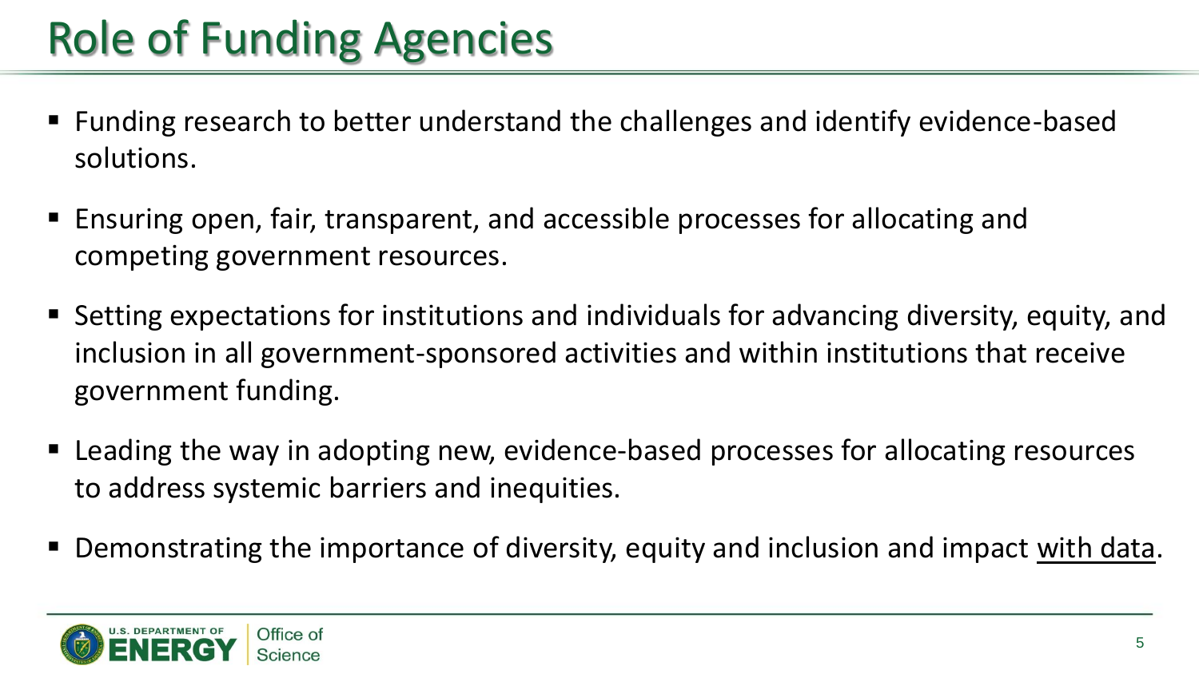# Role of Funding Agencies

- Funding research to better understand the challenges and identify evidence-based solutions.
- Ensuring open, fair, transparent, and accessible processes for allocating and competing government resources.
- Setting expectations for institutions and individuals for advancing diversity, equity, and inclusion in all government-sponsored activities and within institutions that receive government funding.
- Leading the way in adopting new, evidence-based processes for allocating resources to address systemic barriers and inequities.
- Demonstrating the importance of diversity, equity and inclusion and impact <u>with data</u>.